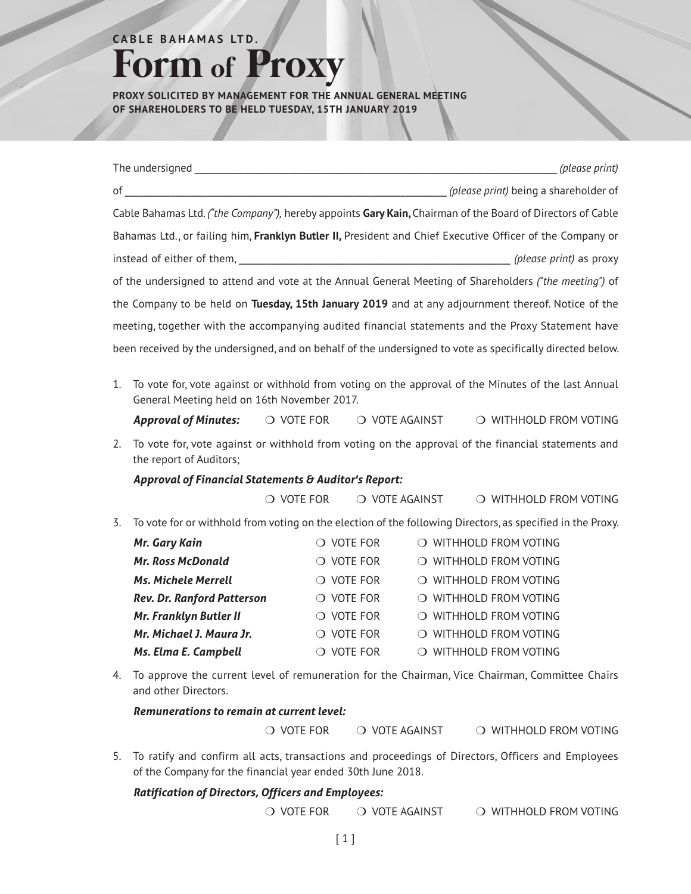CABLE BAHAMAS LTD.

# Form of Proxy

**PROXY SOLICITED BY MANAGEMENT FOR THE ANNUAL GENERAL MEETING OF SHAREHOLDERS TO BE HELD TUESDAY, 15TH JANUARY 2019**

The undersigned ______________________________________________________________ *(please print)*

of _______________________________________________________ *(please print)* being a shareholder of Cable Bahamas Ltd. *("the Company"),* hereby appoints **Gary Kain,** Chairman of the Board of Directors of Cable Bahamas Ltd., or failing him, **Franklyn Butler II,** President and Chief Executive Officer of the Company or instead of either of them, ______________________________________________ *(please print)* as proxy of the undersigned to attend and vote at the Annual General Meeting of Shareholders *("the meeting")* of the Company to be held on **Tuesday, 15th January 2019** and at any adjournment thereof. Notice of the meeting, together with the accompanying audited financial statements and the Proxy Statement have been received by the undersigned, and on behalf of the undersigned to vote as specifically directed below.

1. To vote for, vote against or withhold from voting on the approval of the Minutes of the last Annual General Meeting held on 16th November 2017.

   ***Approval of Minutes:*** ❍ VOTE FOR ❍ VOTE AGAINST ❍ WITHHOLD FROM VOTING

2. To vote for, vote against or withhold from voting on the approval of the financial statements and the report of Auditors;

   ***Approval of Financial Statements & Auditor's Report:***

   ❍ VOTE FOR ❍ VOTE AGAINST ❍ WITHHOLD FROM VOTING

3. To vote for or withhold from voting on the election of the following Directors, as specified in the Proxy.

| | | |
|---|---|---|
| ***Mr. Gary Kain*** | ❍ VOTE FOR | ❍ WITHHOLD FROM VOTING |
| ***Mr. Ross McDonald*** | ❍ VOTE FOR | ❍ WITHHOLD FROM VOTING |
| ***Ms. Michele Merrell*** | ❍ VOTE FOR | ❍ WITHHOLD FROM VOTING |
| ***Rev. Dr. Ranford Patterson*** | ❍ VOTE FOR | ❍ WITHHOLD FROM VOTING |
| ***Mr. Franklyn Butler II*** | ❍ VOTE FOR | ❍ WITHHOLD FROM VOTING |
| ***Mr. Michael J. Maura Jr.*** | ❍ VOTE FOR | ❍ WITHHOLD FROM VOTING |
| ***Ms. Elma E. Campbell*** | ❍ VOTE FOR | ❍ WITHHOLD FROM VOTING |

4. To approve the current level of remuneration for the Chairman, Vice Chairman, Committee Chairs and other Directors.

   ***Remunerations to remain at current level:***

   ❍ VOTE FOR ❍ VOTE AGAINST ❍ WITHHOLD FROM VOTING

5. To ratify and confirm all acts, transactions and proceedings of Directors, Officers and Employees of the Company for the financial year ended 30th June 2018.

   ***Ratification of Directors, Officers and Employees:***

   ❍ VOTE FOR ❍ VOTE AGAINST ❍ WITHHOLD FROM VOTING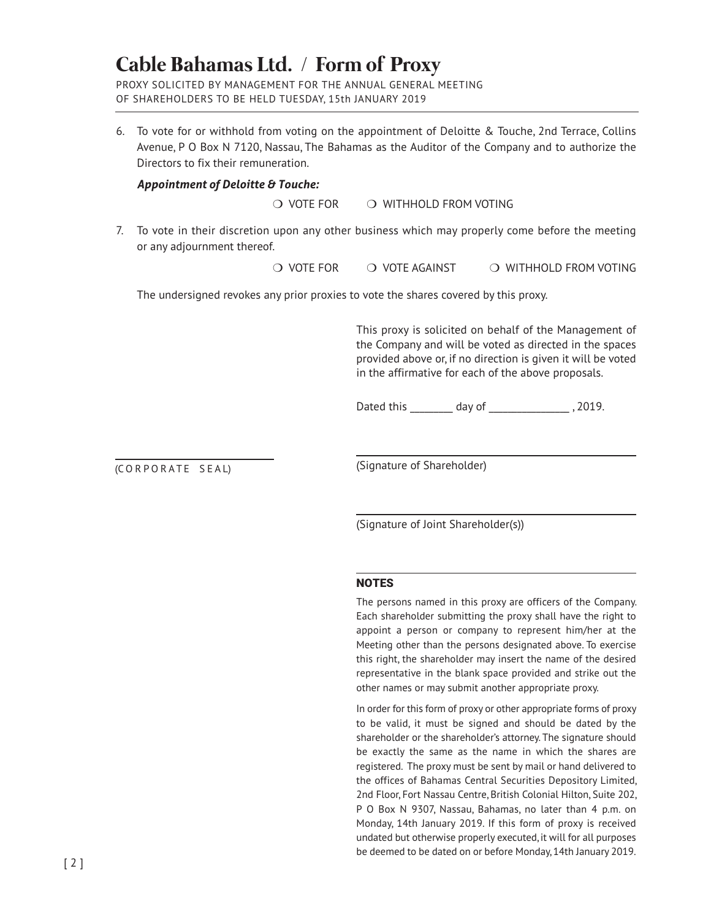# Cable Bahamas Ltd. / Form of Proxy

PROXY SOLICITED BY MANAGEMENT FOR THE ANNUAL GENERAL MEETING OF SHAREHOLDERS TO BE HELD TUESDAY, 15th JANUARY 2019

6. To vote for or withhold from voting on the appointment of Deloitte & Touche, 2nd Terrace, Collins Avenue, P O Box N 7120, Nassau, The Bahamas as the Auditor of the Company and to authorize the Directors to fix their remuneration.

   ***Appointment of Deloitte & Touche:***

   ❍ VOTE FOR ❍ WITHHOLD FROM VOTING

7. To vote in their discretion upon any other business which may properly come before the meeting or any adjournment thereof.

   ❍ VOTE FOR ❍ VOTE AGAINST ❍ WITHHOLD FROM VOTING

The undersigned revokes any prior proxies to vote the shares covered by this proxy.

This proxy is solicited on behalf of the Management of the Company and will be voted as directed in the spaces provided above or, if no direction is given it will be voted in the affirmative for each of the above proposals.

Dated this ________ day of ______________ , 2019.

______________________
(CORPORATE SEAL)

______________________
(Signature of Shareholder)

______________________
(Signature of Joint Shareholder(s))

**NOTES**

The persons named in this proxy are officers of the Company. Each shareholder submitting the proxy shall have the right to appoint a person or company to represent him/her at the Meeting other than the persons designated above. To exercise this right, the shareholder may insert the name of the desired representative in the blank space provided and strike out the other names or may submit another appropriate proxy.

In order for this form of proxy or other appropriate forms of proxy to be valid, it must be signed and should be dated by the shareholder or the shareholder's attorney. The signature should be exactly the same as the name in which the shares are registered. The proxy must be sent by mail or hand delivered to the offices of Bahamas Central Securities Depository Limited, 2nd Floor, Fort Nassau Centre, British Colonial Hilton, Suite 202, P O Box N 9307, Nassau, Bahamas, no later than 4 p.m. on Monday, 14th January 2019. If this form of proxy is received undated but otherwise properly executed, it will for all purposes be deemed to be dated on or before Monday, 14th January 2019.